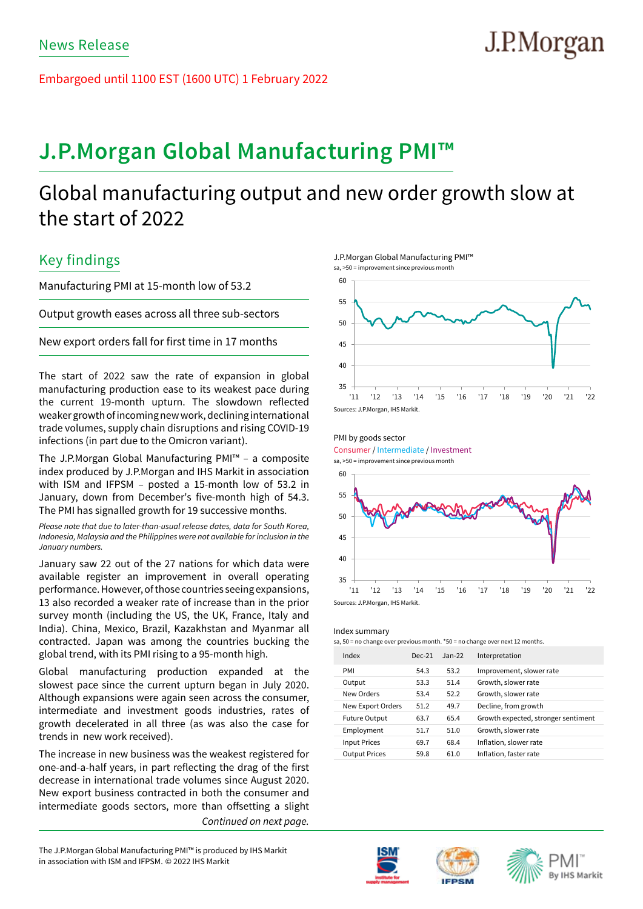News Release

Embargoed until 1100 EST (1600 UTC) 1 February 2022

# J.P.Morgan Global Manufacturing PMI™

## Global manufacturing output and new order growth slow at the start of 2022

### Key findings

Manufacturing PMI at 15-month low of 53.2

Output growth eases across all three sub-sectors

New export orders fall for first time in 17 months

The start of 2022 saw the rate of expansion in global manufacturing production ease to its weakest pace during the current 19-month upturn. The slowdown reflected weaker growth of incoming new work, declining international trade volumes, supply chain disruptions and rising COVID-19 infections (in part due to the Omicron variant).

The J.P.Morgan Global Manufacturing PMI™ – a composite index produced by J.P.Morgan and IHS Markit in association with ISM and IFPSM – posted a 15-month low of 53.2 in January, down from December's five-month high of 54.3. The PMI has signalled growth for 19 successive months.

*Please note that due to later-than-usual release dates, data for South Korea, Indonesia, Malaysia and the Philippines were not available for inclusion in the January numbers.*

January saw 22 out of the 27 nations for which data were available register an improvement in overall operating performance. However, of those countries seeing expansions, 13 also recorded a weaker rate of increase than in the prior survey month (including the US, the UK, France, Italy and India). China, Mexico, Brazil, Kazakhstan and Myanmar all contracted. Japan was among the countries bucking the global trend, with its PMI rising to a 95-month high.

Global manufacturing production expanded at the slowest pace since the current upturn began in July 2020. Although expansions were again seen across the consumer, intermediate and investment goods industries, rates of growth decelerated in all three (as was also the case for trends in new work received).

The increase in new business was the weakest registered for one-and-a-half years, in part reflecting the drag of the first decrease in international trade volumes since August 2020. New export business contracted in both the consumer and intermediate goods sectors, more than offsetting a slight

*Continued on next page.*

J.P.Morgan Global Manufacturing PMI™
sa, >50 = improvement since previous month

Sources: J.P.Morgan, IHS Markit.

PMI by goods sector
Consumer / Intermediate / Investment
sa, >50 = improvement since previous month

Sources: J.P.Morgan, IHS Markit.

Index summary
sa, 50 = no change over previous month. *50 = no change over next 12 months.

| Index | Dec-21 | Jan-22 | Interpretation |
|---|---|---|---|
| PMI | 54.3 | 53.2 | Improvement, slower rate |
| Output | 53.3 | 51.4 | Growth, slower rate |
| New Orders | 53.4 | 52.2 | Growth, slower rate |
| New Export Orders | 51.2 | 49.7 | Decline, from growth |
| Future Output | 63.7 | 65.4 | Growth expected, stronger sentiment |
| Employment | 51.7 | 51.0 | Growth, slower rate |
| Input Prices | 69.7 | 68.4 | Inflation, slower rate |
| Output Prices | 59.8 | 61.0 | Inflation, faster rate |

The J.P.Morgan Global Manufacturing PMI™ is produced by IHS Markit in association with ISM and IFPSM. © 2022 IHS Markit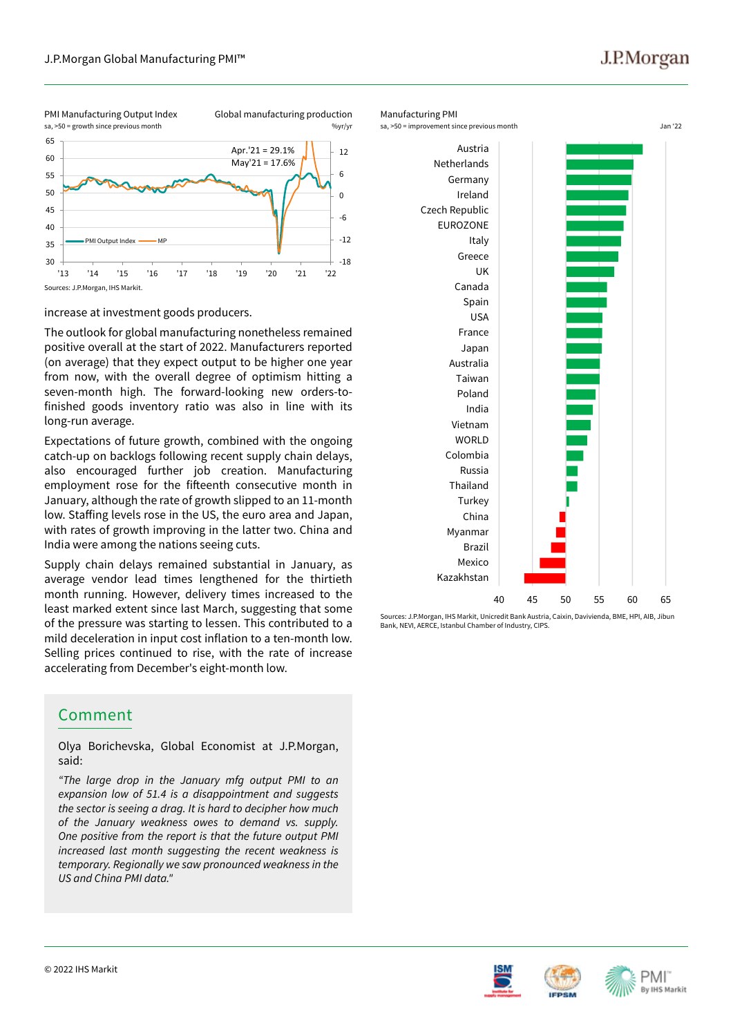PMI Manufacturing Output Index — Global manufacturing production

sa, >50 = growth since previous month — %yr/yr

Apr.'21 = 29.1%
May'21 = 17.6%

PMI Output Index — MP

Sources: J.P.Morgan, IHS Markit.

Manufacturing PMI

sa, >50 = improvement since previous month — Jan '22

Austria, Netherlands, Germany, Ireland, Czech Republic, EUROZONE, Italy, Greece, UK, Canada, Spain, USA, France, Japan, Australia, Taiwan, Poland, India, Vietnam, WORLD, Colombia, Russia, Thailand, Turkey, China, Myanmar, Brazil, Mexico, Kazakhstan

Sources: J.P.Morgan, IHS Markit, Unicredit Bank Austria, Caixin, Davivienda, BME, HPI, AIB, Jibun Bank, NEVI, AERCE, Istanbul Chamber of Industry, CIPS.

increase at investment goods producers.

The outlook for global manufacturing nonetheless remained positive overall at the start of 2022. Manufacturers reported (on average) that they expect output to be higher one year from now, with the overall degree of optimism hitting a seven-month high. The forward-looking new orders-to-finished goods inventory ratio was also in line with its long-run average.

Expectations of future growth, combined with the ongoing catch-up on backlogs following recent supply chain delays, also encouraged further job creation. Manufacturing employment rose for the fifteenth consecutive month in January, although the rate of growth slipped to an 11-month low. Staffing levels rose in the US, the euro area and Japan, with rates of growth improving in the latter two. China and India were among the nations seeing cuts.

Supply chain delays remained substantial in January, as average vendor lead times lengthened for the thirtieth month running. However, delivery times increased to the least marked extent since last March, suggesting that some of the pressure was starting to lessen. This contributed to a mild deceleration in input cost inflation to a ten-month low. Selling prices continued to rise, with the rate of increase accelerating from December's eight-month low.

## Comment

Olya Borichevska, Global Economist at J.P.Morgan, said:

*"The large drop in the January mfg output PMI to an expansion low of 51.4 is a disappointment and suggests the sector is seeing a drag. It is hard to decipher how much of the January weakness owes to demand vs. supply. One positive from the report is that the future output PMI increased last month suggesting the recent weakness is temporary. Regionally we saw pronounced weakness in the US and China PMI data."*

© 2022 IHS Markit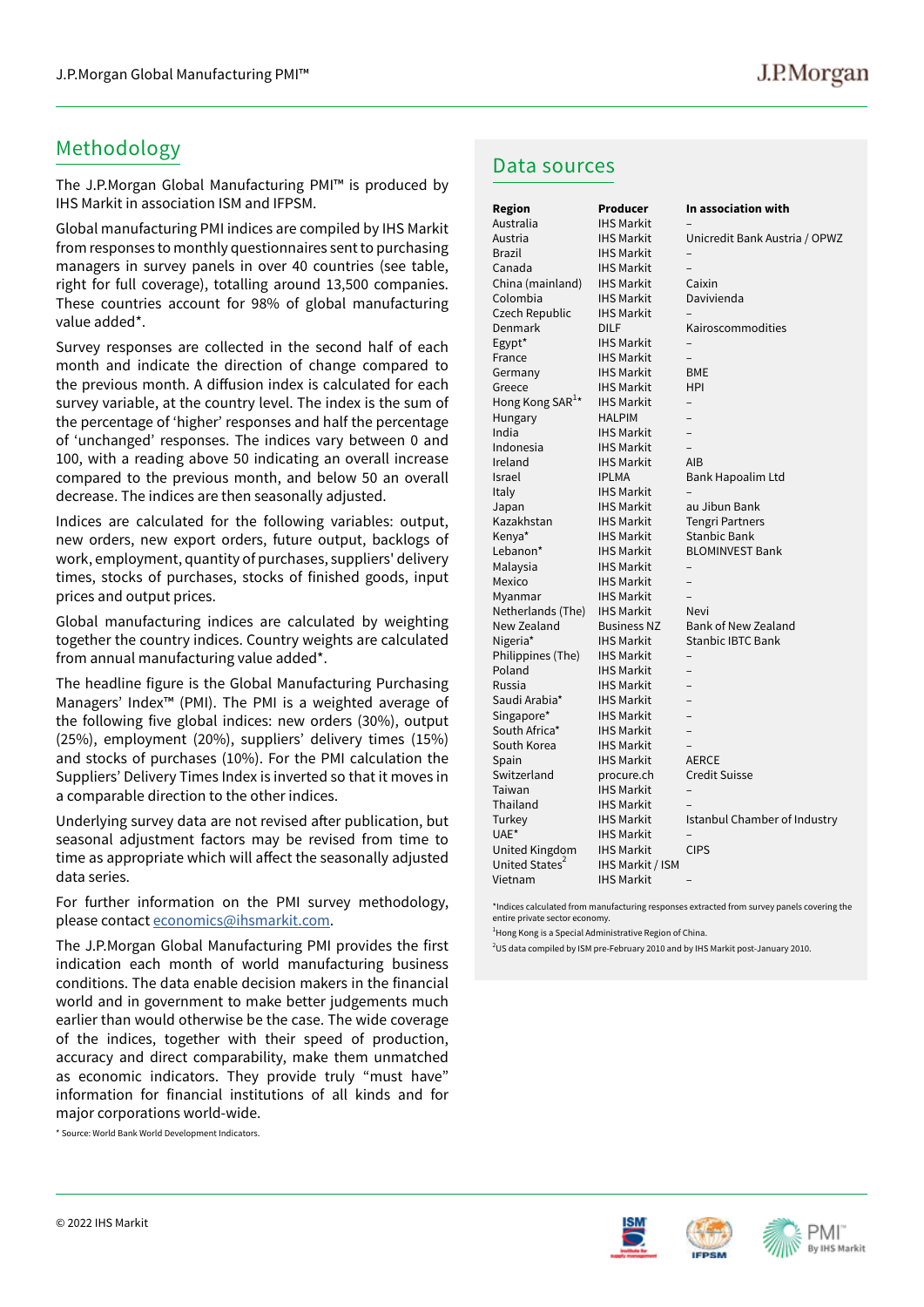## Methodology

The J.P.Morgan Global Manufacturing PMI™ is produced by IHS Markit in association ISM and IFPSM.

Global manufacturing PMI indices are compiled by IHS Markit from responses to monthly questionnaires sent to purchasing managers in survey panels in over 40 countries (see table, right for full coverage), totalling around 13,500 companies. These countries account for 98% of global manufacturing value added*.

Survey responses are collected in the second half of each month and indicate the direction of change compared to the previous month. A diffusion index is calculated for each survey variable, at the country level. The index is the sum of the percentage of 'higher' responses and half the percentage of 'unchanged' responses. The indices vary between 0 and 100, with a reading above 50 indicating an overall increase compared to the previous month, and below 50 an overall decrease. The indices are then seasonally adjusted.

Indices are calculated for the following variables: output, new orders, new export orders, future output, backlogs of work, employment, quantity of purchases, suppliers' delivery times, stocks of purchases, stocks of finished goods, input prices and output prices.

Global manufacturing indices are calculated by weighting together the country indices. Country weights are calculated from annual manufacturing value added*.

The headline figure is the Global Manufacturing Purchasing Managers' Index™ (PMI). The PMI is a weighted average of the following five global indices: new orders (30%), output (25%), employment (20%), suppliers' delivery times (15%) and stocks of purchases (10%). For the PMI calculation the Suppliers' Delivery Times Index is inverted so that it moves in a comparable direction to the other indices.

Underlying survey data are not revised after publication, but seasonal adjustment factors may be revised from time to time as appropriate which will affect the seasonally adjusted data series.

For further information on the PMI survey methodology, please contact economics@ihsmarkit.com.

The J.P.Morgan Global Manufacturing PMI provides the first indication each month of world manufacturing business conditions. The data enable decision makers in the financial world and in government to make better judgements much earlier than would otherwise be the case. The wide coverage of the indices, together with their speed of production, accuracy and direct comparability, make them unmatched as economic indicators. They provide truly "must have" information for financial institutions of all kinds and for major corporations world-wide.

* Source: World Bank World Development Indicators.

## Data sources

| Region | Producer | In association with |
|---|---|---|
| Australia | IHS Markit | – |
| Austria | IHS Markit | Unicredit Bank Austria / OPWZ |
| Brazil | IHS Markit | – |
| Canada | IHS Markit | – |
| China (mainland) | IHS Markit | Caixin |
| Colombia | IHS Markit | Davivienda |
| Czech Republic | IHS Markit | – |
| Denmark | DILF | Kairoscommodities |
| Egypt* | IHS Markit | – |
| France | IHS Markit | – |
| Germany | IHS Markit | BME |
| Greece | IHS Markit | HPI |
| Hong Kong SAR[1]* | IHS Markit | – |
| Hungary | HALPIM | – |
| India | IHS Markit | – |
| Indonesia | IHS Markit | – |
| Ireland | IHS Markit | AIB |
| Israel | IPLMA | Bank Hapoalim Ltd |
| Italy | IHS Markit | – |
| Japan | IHS Markit | au Jibun Bank |
| Kazakhstan | IHS Markit | Tengri Partners |
| Kenya* | IHS Markit | Stanbic Bank |
| Lebanon* | IHS Markit | BLOMINVEST Bank |
| Malaysia | IHS Markit | – |
| Mexico | IHS Markit | – |
| Myanmar | IHS Markit | – |
| Netherlands (The) | IHS Markit | Nevi |
| New Zealand | Business NZ | Bank of New Zealand |
| Nigeria* | IHS Markit | Stanbic IBTC Bank |
| Philippines (The) | IHS Markit | – |
| Poland | IHS Markit | – |
| Russia | IHS Markit | – |
| Saudi Arabia* | IHS Markit | – |
| Singapore* | IHS Markit | – |
| South Africa* | IHS Markit | – |
| South Korea | IHS Markit | – |
| Spain | IHS Markit | AERCE |
| Switzerland | procure.ch | Credit Suisse |
| Taiwan | IHS Markit | – |
| Thailand | IHS Markit | – |
| Turkey | IHS Markit | Istanbul Chamber of Industry |
| UAE* | IHS Markit | – |
| United Kingdom | IHS Markit | CIPS |
| United States[2] | IHS Markit / ISM | |
| Vietnam | IHS Markit | – |

*Indices calculated from manufacturing responses extracted from survey panels covering the entire private sector economy.

[1]Hong Kong is a Special Administrative Region of China.

[2]US data compiled by ISM pre-February 2010 and by IHS Markit post-January 2010.

© 2022 IHS Markit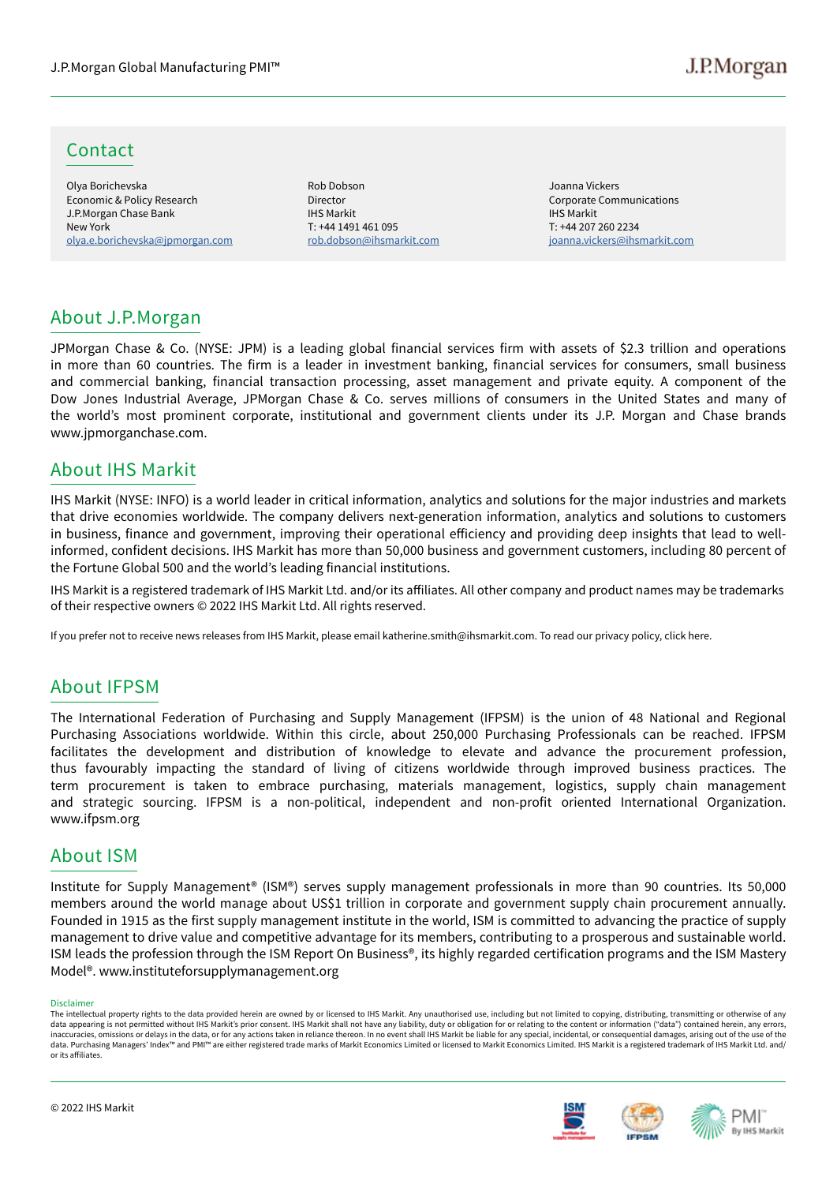## Contact

Olya Borichevska
Economic & Policy Research
J.P.Morgan Chase Bank
New York
olya.e.borichevska@jpmorgan.com

Rob Dobson
Director
IHS Markit
T: +44 1491 461 095
rob.dobson@ihsmarkit.com

Joanna Vickers
Corporate Communications
IHS Markit
T: +44 207 260 2234
joanna.vickers@ihsmarkit.com

## About J.P.Morgan

JPMorgan Chase & Co. (NYSE: JPM) is a leading global financial services firm with assets of $2.3 trillion and operations in more than 60 countries. The firm is a leader in investment banking, financial services for consumers, small business and commercial banking, financial transaction processing, asset management and private equity. A component of the Dow Jones Industrial Average, JPMorgan Chase & Co. serves millions of consumers in the United States and many of the world's most prominent corporate, institutional and government clients under its J.P. Morgan and Chase brands www.jpmorganchase.com.

## About IHS Markit

IHS Markit (NYSE: INFO) is a world leader in critical information, analytics and solutions for the major industries and markets that drive economies worldwide. The company delivers next-generation information, analytics and solutions to customers in business, finance and government, improving their operational efficiency and providing deep insights that lead to well-informed, confident decisions. IHS Markit has more than 50,000 business and government customers, including 80 percent of the Fortune Global 500 and the world's leading financial institutions.

IHS Markit is a registered trademark of IHS Markit Ltd. and/or its affiliates. All other company and product names may be trademarks of their respective owners © 2022 IHS Markit Ltd. All rights reserved.

If you prefer not to receive news releases from IHS Markit, please email katherine.smith@ihsmarkit.com. To read our privacy policy, click here.

## About IFPSM

The International Federation of Purchasing and Supply Management (IFPSM) is the union of 48 National and Regional Purchasing Associations worldwide. Within this circle, about 250,000 Purchasing Professionals can be reached. IFPSM facilitates the development and distribution of knowledge to elevate and advance the procurement profession, thus favourably impacting the standard of living of citizens worldwide through improved business practices. The term procurement is taken to embrace purchasing, materials management, logistics, supply chain management and strategic sourcing. IFPSM is a non-political, independent and non-profit oriented International Organization. www.ifpsm.org

## About ISM

Institute for Supply Management® (ISM®) serves supply management professionals in more than 90 countries. Its 50,000 members around the world manage about US$1 trillion in corporate and government supply chain procurement annually. Founded in 1915 as the first supply management institute in the world, ISM is committed to advancing the practice of supply management to drive value and competitive advantage for its members, contributing to a prosperous and sustainable world. ISM leads the profession through the ISM Report On Business®, its highly regarded certification programs and the ISM Mastery Model®. www.instituteforsupplymanagement.org

Disclaimer

The intellectual property rights to the data provided herein are owned by or licensed to IHS Markit. Any unauthorised use, including but not limited to copying, distributing, transmitting or otherwise of any data appearing is not permitted without IHS Markit's prior consent. IHS Markit shall not have any liability, duty or obligation for or relating to the content or information ("data") contained herein, any errors, inaccuracies, omissions or delays in the data, or for any actions taken in reliance thereon. In no event shall IHS Markit be liable for any special, incidental, or consequential damages, arising out of the use of the data. Purchasing Managers' Index™ and PMI™ are either registered trade marks of Markit Economics Limited or licensed to Markit Economics Limited. IHS Markit is a registered trademark of IHS Markit Ltd. and/or its affiliates.

© 2022 IHS Markit